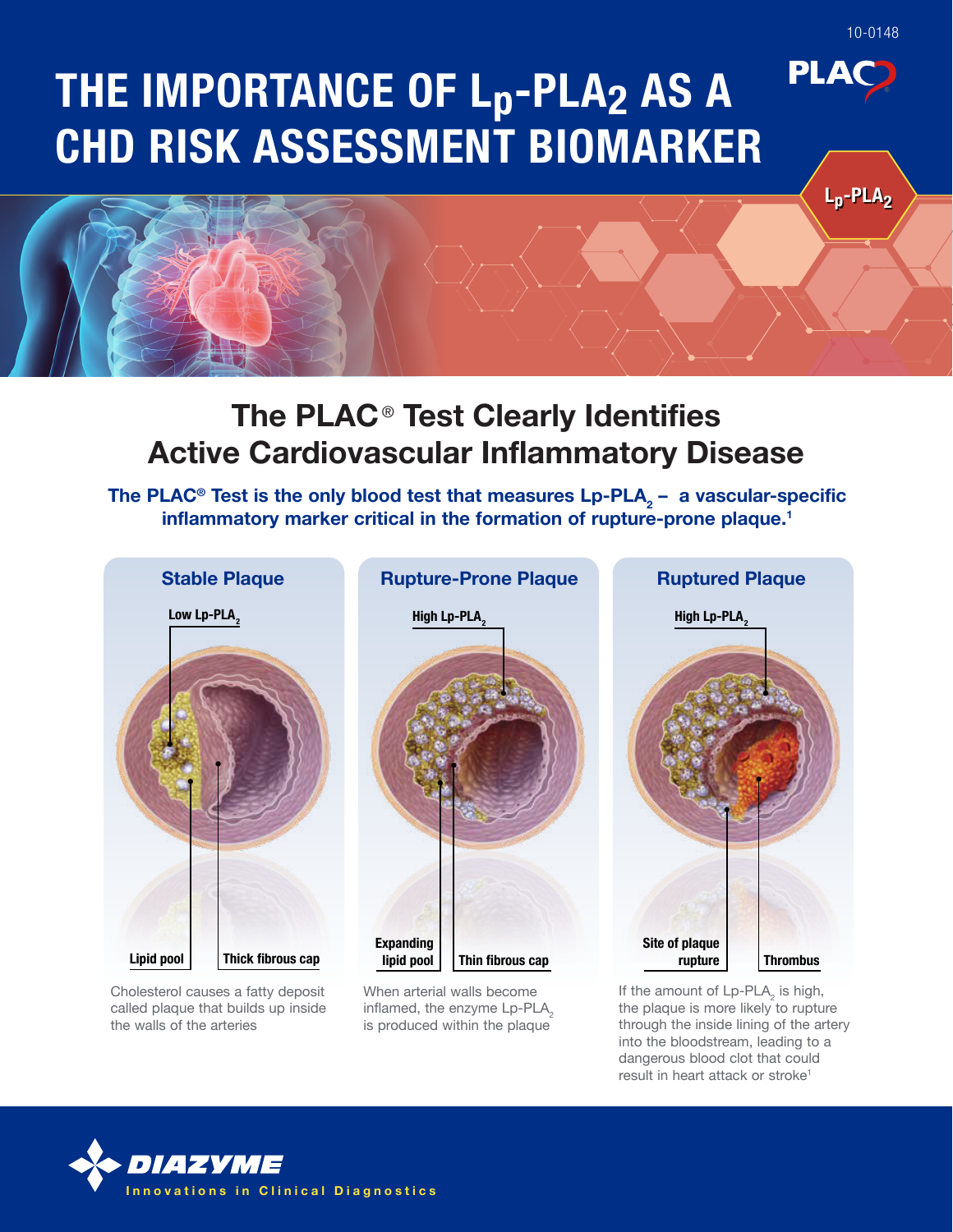10-0148

# THE IMPORTANCE OF $L_p$-$PLA_2$ AS A CHD RISK ASSESSMENT BIOMARKER

PLAC®

$L_p$-$PLA_2$

## The PLAC® Test Clearly Identifies Active Cardiovascular Inflammatory Disease

**The PLAC® Test is the only blood test that measures Lp-$PLA_2$ – a vascular-specific inflammatory marker critical in the formation of rupture-prone plaque.[1]**

### Stable Plaque

Low Lp-$PLA_2$

Lipid pool

Thick fibrous cap

Cholesterol causes a fatty deposit called plaque that builds up inside the walls of the arteries

### Rupture-Prone Plaque

High Lp-$PLA_2$

Expanding lipid pool

Thin fibrous cap

When arterial walls become inflamed, the enzyme Lp-$PLA_2$ is produced within the plaque

### Ruptured Plaque

High Lp-$PLA_2$

Site of plaque rupture

Thrombus

If the amount of Lp-$PLA_2$ is high, the plaque is more likely to rupture through the inside lining of the artery into the bloodstream, leading to a dangerous blood clot that could result in heart attack or stroke[1]

DIAZYME
Innovations in Clinical Diagnostics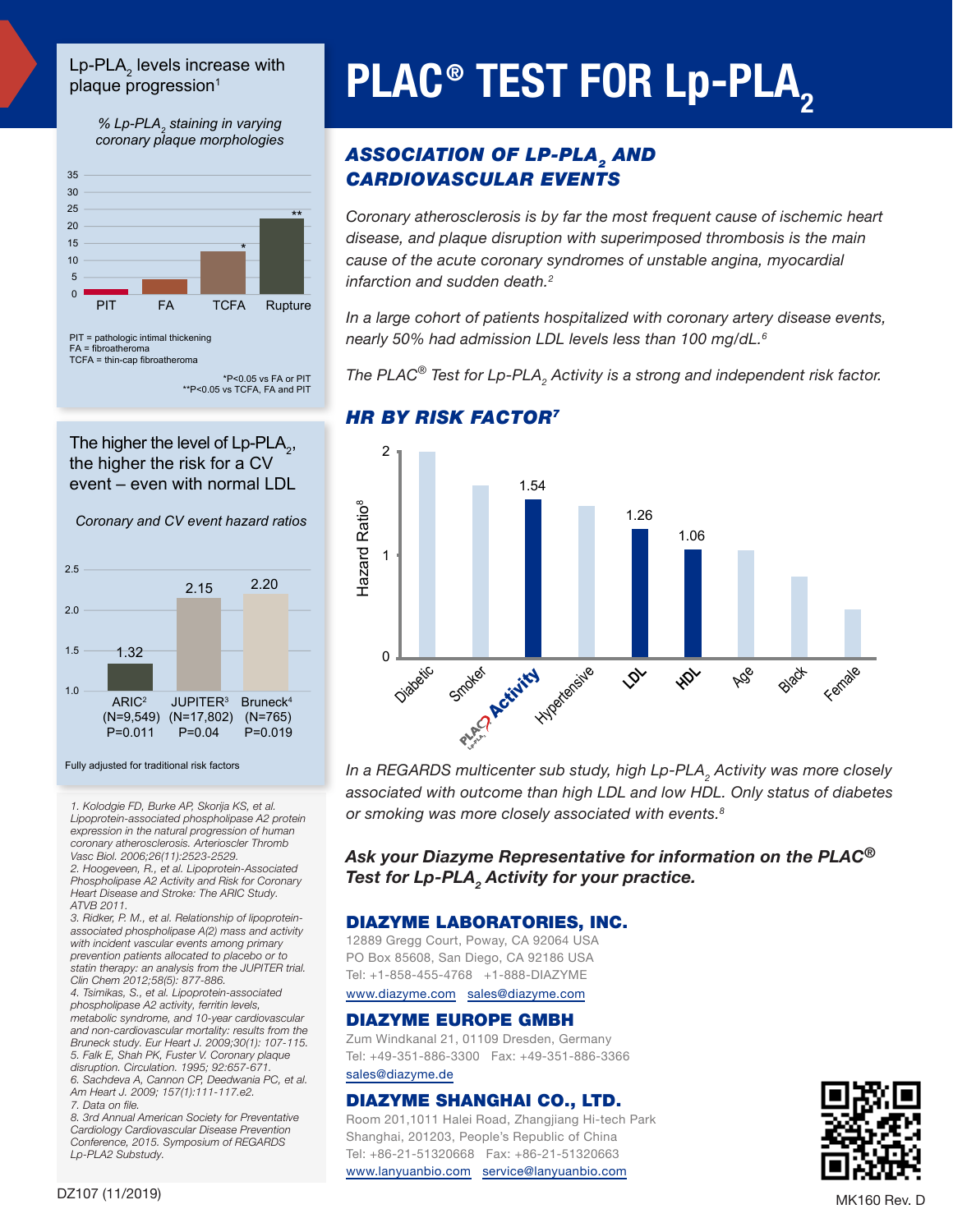# PLAC® TEST FOR Lp-PLA$_2$

Lp-PLA$_2$ levels increase with plaque progression[1]

*% Lp-PLA$_2$ staining in varying coronary plaque morphologies*

35
30
25
20
15
10
5
0

PIT
FA
TCFA *
Rupture **

PIT = pathologic intimal thickening
FA = fibroatheroma
TCFA = thin-cap fibroatheroma

*P<0.05 vs FA or PIT
**P<0.05 vs TCFA, FA and PIT

The higher the level of Lp-PLA$_2$, the higher the risk for a CV event – even with normal LDL

*Coronary and CV event hazard ratios*

2.5
2.0
1.5
1.0

1.32
2.15
2.20

ARIC[2] (N=9,549) P=0.011
JUPITER[3] (N=17,802) P=0.04
Bruneck[4] (N=765) P=0.019

Fully adjusted for traditional risk factors

## *ASSOCIATION OF LP-PLA$_2$ AND CARDIOVASCULAR EVENTS*

*Coronary atherosclerosis is by far the most frequent cause of ischemic heart disease, and plaque disruption with superimposed thrombosis is the main cause of the acute coronary syndromes of unstable angina, myocardial infarction and sudden death.[2]*

*In a large cohort of patients hospitalized with coronary artery disease events, nearly 50% had admission LDL levels less than 100 mg/dL.[6]*

*The PLAC® Test for Lp-PLA$_2$ Activity is a strong and independent risk factor.*

## *HR BY RISK FACTOR[7]*

Hazard Ratio[8]

2
1
0

1.54
1.26
1.06

Diabetic
Smoker
PLAC Lp-PLA$_2$ Activity
Hypertensive
LDL
HDL
Age
Black
Female

*In a REGARDS multicenter sub study, high Lp-PLA$_2$ Activity was more closely associated with outcome than high LDL and low HDL. Only status of diabetes or smoking was more closely associated with events.[8]*

***Ask your Diazyme Representative for information on the PLAC® Test for Lp-PLA$_2$ Activity for your practice.***

1. Kolodgie FD, Burke AP, Skorija KS, et al. *Lipoprotein-associated phospholipase A2 protein expression in the natural progression of human coronary atherosclerosis. Arterioscler Thromb Vasc Biol. 2006;26(11):2523-2529.*
2. *Hoogeveen, R., et al. Lipoprotein-Associated Phospholipase A2 Activity and Risk for Coronary Heart Disease and Stroke: The ARIC Study. ATVB 2011.*
3. *Ridker, P. M., et al. Relationship of lipoprotein-associated phospholipase A(2) mass and activity with incident vascular events among primary prevention patients allocated to placebo or to statin therapy: an analysis from the JUPITER trial. Clin Chem 2012;58(5): 877-886.*
4. *Tsimikas, S., et al. Lipoprotein-associated phospholipase A2 activity, ferritin levels, metabolic syndrome, and 10-year cardiovascular and non-cardiovascular mortality: results from the Bruneck study. Eur Heart J. 2009;30(1): 107-115.*
5. *Falk E, Shah PK, Fuster V. Coronary plaque disruption. Circulation. 1995; 92:657-671.*
6. *Sachdeva A, Cannon CP, Deedwania PC, et al. Am Heart J. 2009; 157(1):111-117.e2.*
7. *Data on file.*
8. *3rd Annual American Society for Preventative Cardiology Cardiovascular Disease Prevention Conference, 2015. Symposium of REGARDS Lp-PLA2 Substudy.*

### DIAZYME LABORATORIES, INC.

12889 Gregg Court, Poway, CA 92064 USA
PO Box 85608, San Diego, CA 92186 USA
Tel: +1-858-455-4768 +1-888-DIAZYME
www.diazyme.com sales@diazyme.com

### DIAZYME EUROPE GMBH

Zum Windkanal 21, 01109 Dresden, Germany
Tel: +49-351-886-3300 Fax: +49-351-886-3366
sales@diazyme.de

### DIAZYME SHANGHAI CO., LTD.

Room 201,1011 Halei Road, Zhangjiang Hi-tech Park
Shanghai, 201203, People's Republic of China
Tel: +86-21-51320668 Fax: +86-21-51320663
www.lanyuanbio.com service@lanyuanbio.com

DZ107 (11/2019)

MK160 Rev. D